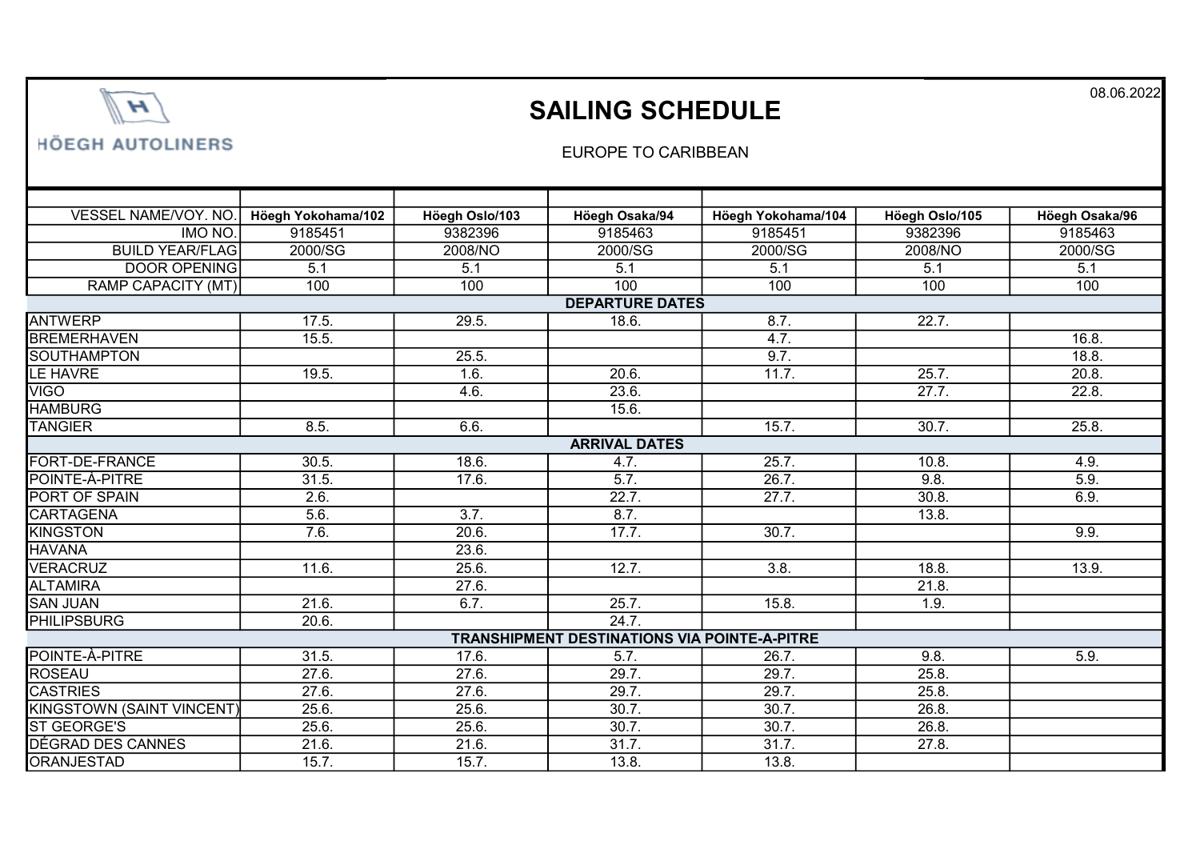HÖEGH AUTOLINERS

08.06.2022

# SAILING SCHEDULE

EUROPE TO CARIBBEAN

| VESSEL NAME/VOY. NO. | Höegh Yokohama/102 | Höegh Oslo/103 | Höegh Osaka/94 | Höegh Yokohama/104 | Höegh Oslo/105 | Höegh Osaka/96 |
|---|---|---|---|---|---|---|
| IMO NO. | 9185451 | 9382396 | 9185463 | 9185451 | 9382396 | 9185463 |
| BUILD YEAR/FLAG | 2000/SG | 2008/NO | 2000/SG | 2000/SG | 2008/NO | 2000/SG |
| DOOR OPENING | 5.1 | 5.1 | 5.1 | 5.1 | 5.1 | 5.1 |
| RAMP CAPACITY (MT) | 100 | 100 | 100 | 100 | 100 | 100 |
| **DEPARTURE DATES** | | | | | | |
| ANTWERP | 17.5. | 29.5. | 18.6. | 8.7. | 22.7. | |
| BREMERHAVEN | 15.5. | | | 4.7. | | 16.8. |
| SOUTHAMPTON | | 25.5. | | 9.7. | | 18.8. |
| LE HAVRE | 19.5. | 1.6. | 20.6. | 11.7. | 25.7. | 20.8. |
| VIGO | | 4.6. | 23.6. | | 27.7. | 22.8. |
| HAMBURG | | | 15.6. | | | |
| TANGIER | 8.5. | 6.6. | | 15.7. | 30.7. | 25.8. |
| **ARRIVAL DATES** | | | | | | |
| FORT-DE-FRANCE | 30.5. | 18.6. | 4.7. | 25.7. | 10.8. | 4.9. |
| POINTE-À-PITRE | 31.5. | 17.6. | 5.7. | 26.7. | 9.8. | 5.9. |
| PORT OF SPAIN | 2.6. | | 22.7. | 27.7. | 30.8. | 6.9. |
| CARTAGENA | 5.6. | 3.7. | 8.7. | | 13.8. | |
| KINGSTON | 7.6. | 20.6. | 17.7. | 30.7. | | 9.9. |
| HAVANA | | 23.6. | | | | |
| VERACRUZ | 11.6. | 25.6. | 12.7. | 3.8. | 18.8. | 13.9. |
| ALTAMIRA | | 27.6. | | | 21.8. | |
| SAN JUAN | 21.6. | 6.7. | 25.7. | 15.8. | 1.9. | |
| PHILIPSBURG | 20.6. | | 24.7. | | | |
| **TRANSHIPMENT DESTINATIONS VIA POINTE-A-PITRE** | | | | | | |
| POINTE-À-PITRE | 31.5. | 17.6. | 5.7. | 26.7. | 9.8. | 5.9. |
| ROSEAU | 27.6. | 27.6. | 29.7. | 29.7. | 25.8. | |
| CASTRIES | 27.6. | 27.6. | 29.7. | 29.7. | 25.8. | |
| KINGSTOWN (SAINT VINCENT) | 25.6. | 25.6. | 30.7. | 30.7. | 26.8. | |
| ST GEORGE'S | 25.6. | 25.6. | 30.7. | 30.7. | 26.8. | |
| DÉGRAD DES CANNES | 21.6. | 21.6. | 31.7. | 31.7. | 27.8. | |
| ORANJESTAD | 15.7. | 15.7. | 13.8. | 13.8. | | |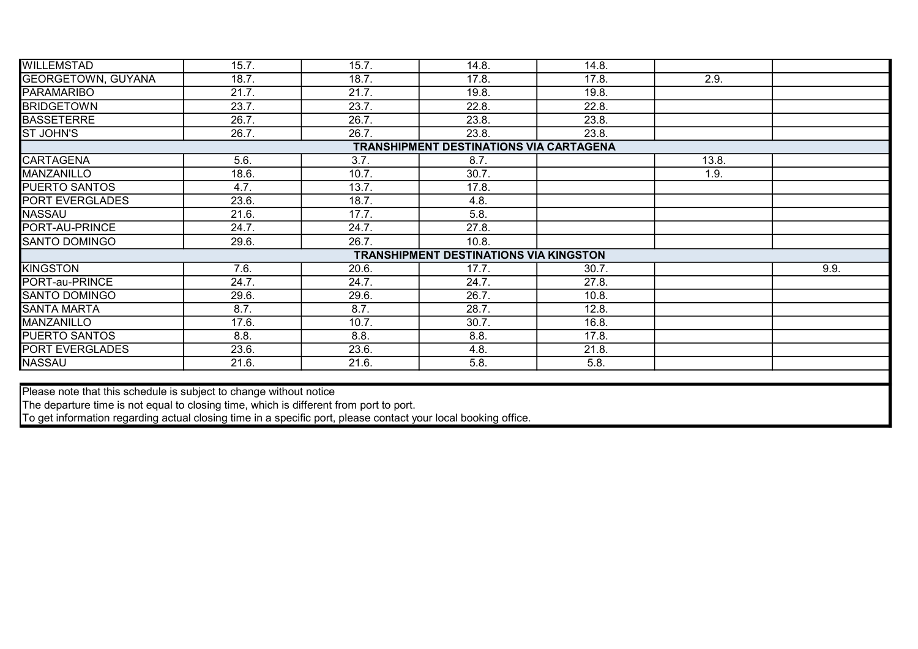| | | | | | | |
|---|---|---|---|---|---|---|
| WILLEMSTAD | 15.7. | 15.7. | 14.8. | 14.8. | | |
| GEORGETOWN, GUYANA | 18.7. | 18.7. | 17.8. | 17.8. | 2.9. | |
| PARAMARIBO | 21.7. | 21.7. | 19.8. | 19.8. | | |
| BRIDGETOWN | 23.7. | 23.7. | 22.8. | 22.8. | | |
| BASSETERRE | 26.7. | 26.7. | 23.8. | 23.8. | | |
| ST JOHN'S | 26.7. | 26.7. | 23.8. | 23.8. | | |
| **TRANSHIPMENT DESTINATIONS VIA CARTAGENA** | | | | | | |
| CARTAGENA | 5.6. | 3.7. | 8.7. | | 13.8. | |
| MANZANILLO | 18.6. | 10.7. | 30.7. | | 1.9. | |
| PUERTO SANTOS | 4.7. | 13.7. | 17.8. | | | |
| PORT EVERGLADES | 23.6. | 18.7. | 4.8. | | | |
| NASSAU | 21.6. | 17.7. | 5.8. | | | |
| PORT-AU-PRINCE | 24.7. | 24.7. | 27.8. | | | |
| SANTO DOMINGO | 29.6. | 26.7. | 10.8. | | | |
| **TRANSHIPMENT DESTINATIONS VIA KINGSTON** | | | | | | |
| KINGSTON | 7.6. | 20.6. | 17.7. | 30.7. | | 9.9. |
| PORT-au-PRINCE | 24.7. | 24.7. | 24.7. | 27.8. | | |
| SANTO DOMINGO | 29.6. | 29.6. | 26.7. | 10.8. | | |
| SANTA MARTA | 8.7. | 8.7. | 28.7. | 12.8. | | |
| MANZANILLO | 17.6. | 10.7. | 30.7. | 16.8. | | |
| PUERTO SANTOS | 8.8. | 8.8. | 8.8. | 17.8. | | |
| PORT EVERGLADES | 23.6. | 23.6. | 4.8. | 21.8. | | |
| NASSAU | 21.6. | 21.6. | 5.8. | 5.8. | | |

Please note that this schedule is subject to change without notice
The departure time is not equal to closing time, which is different from port to port.
To get information regarding actual closing time in a specific port, please contact your local booking office.